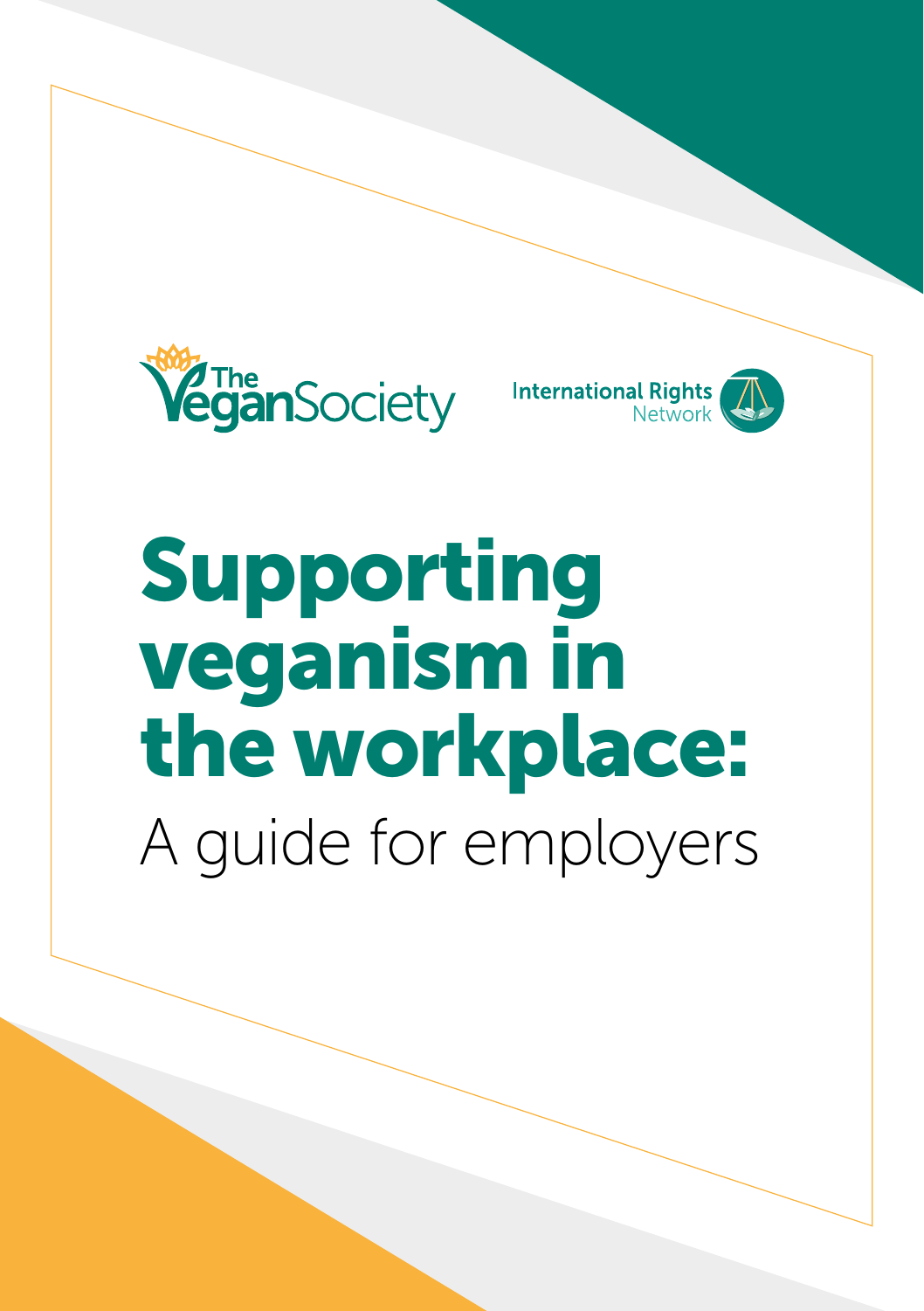The Vegan Society

International Rights Network

# Supporting veganism in the workplace:

A guide for employers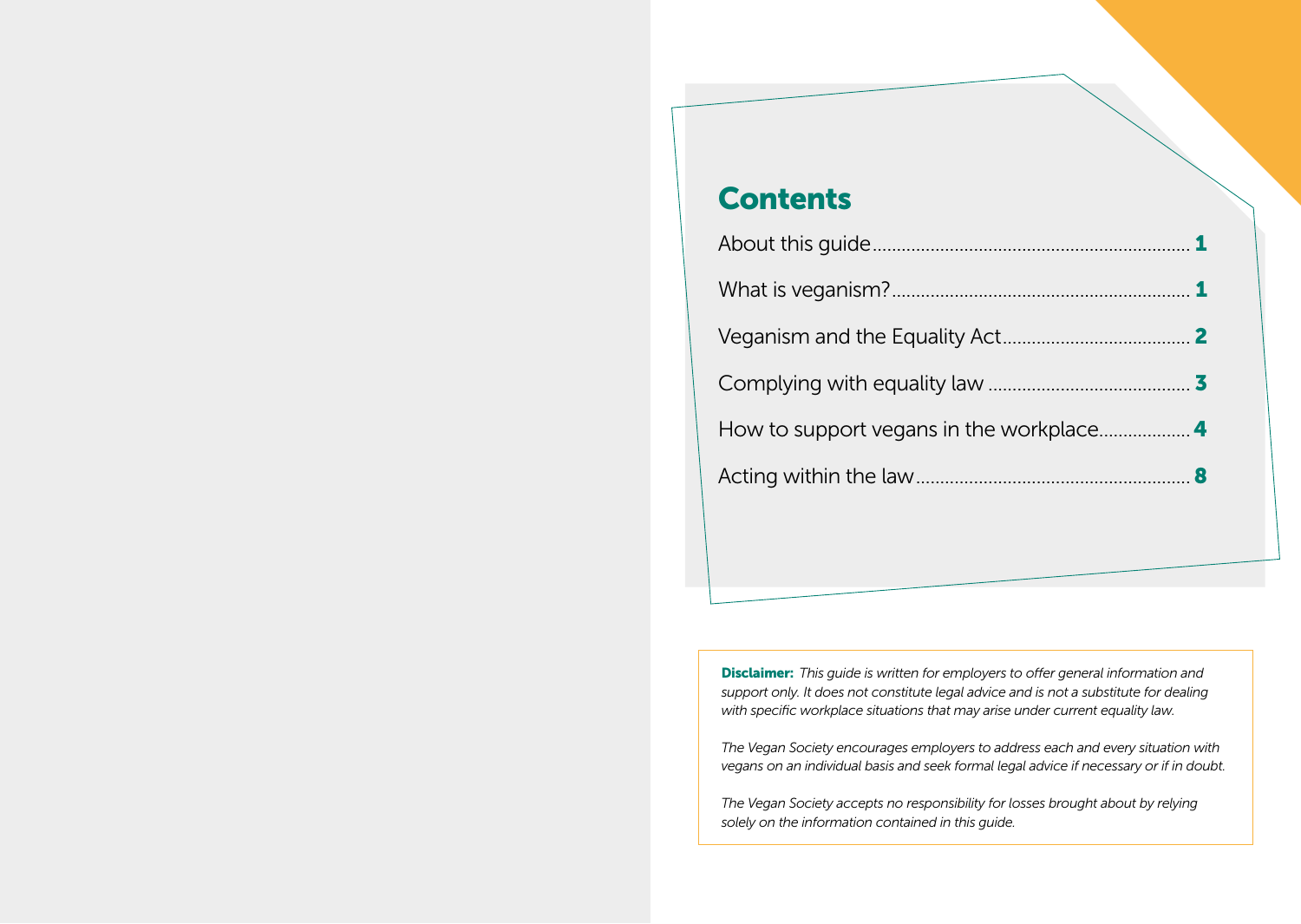## Contents

| | |
|---|---|
| About this guide | **1** |
| What is veganism? | **1** |
| Veganism and the Equality Act | **2** |
| Complying with equality law | **3** |
| How to support vegans in the workplace | **4** |
| Acting within the law | **8** |

**Disclaimer:** *This guide is written for employers to offer general information and support only. It does not constitute legal advice and is not a substitute for dealing with specific workplace situations that may arise under current equality law.*

*The Vegan Society encourages employers to address each and every situation with vegans on an individual basis and seek formal legal advice if necessary or if in doubt.*

*The Vegan Society accepts no responsibility for losses brought about by relying solely on the information contained in this guide.*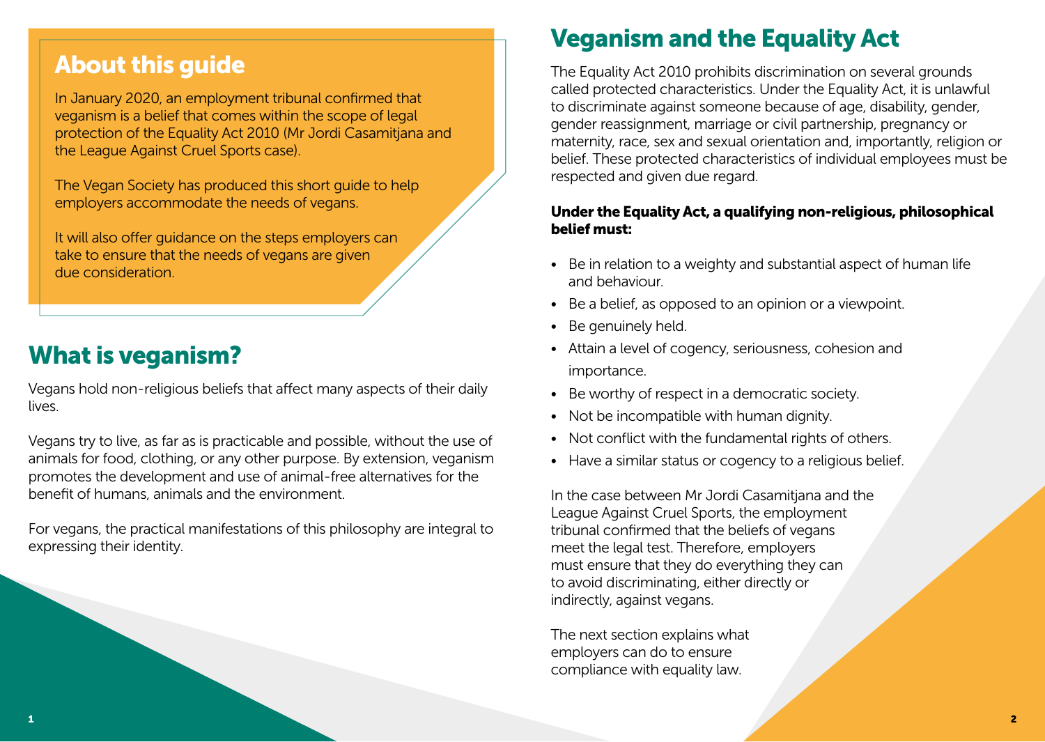## About this guide

In January 2020, an employment tribunal confirmed that veganism is a belief that comes within the scope of legal protection of the Equality Act 2010 (Mr Jordi Casamitjana and the League Against Cruel Sports case).

The Vegan Society has produced this short guide to help employers accommodate the needs of vegans.

It will also offer guidance on the steps employers can take to ensure that the needs of vegans are given due consideration.

## What is veganism?

Vegans hold non-religious beliefs that affect many aspects of their daily lives.

Vegans try to live, as far as is practicable and possible, without the use of animals for food, clothing, or any other purpose. By extension, veganism promotes the development and use of animal-free alternatives for the benefit of humans, animals and the environment.

For vegans, the practical manifestations of this philosophy are integral to expressing their identity.

## Veganism and the Equality Act

The Equality Act 2010 prohibits discrimination on several grounds called protected characteristics. Under the Equality Act, it is unlawful to discriminate against someone because of age, disability, gender, gender reassignment, marriage or civil partnership, pregnancy or maternity, race, sex and sexual orientation and, importantly, religion or belief. These protected characteristics of individual employees must be respected and given due regard.

**Under the Equality Act, a qualifying non-religious, philosophical belief must:**

- Be in relation to a weighty and substantial aspect of human life and behaviour.
- Be a belief, as opposed to an opinion or a viewpoint.
- Be genuinely held.
- Attain a level of cogency, seriousness, cohesion and importance.
- Be worthy of respect in a democratic society.
- Not be incompatible with human dignity.
- Not conflict with the fundamental rights of others.
- Have a similar status or cogency to a religious belief.

In the case between Mr Jordi Casamitjana and the League Against Cruel Sports, the employment tribunal confirmed that the beliefs of vegans meet the legal test. Therefore, employers must ensure that they do everything they can to avoid discriminating, either directly or indirectly, against vegans.

The next section explains what employers can do to ensure compliance with equality law.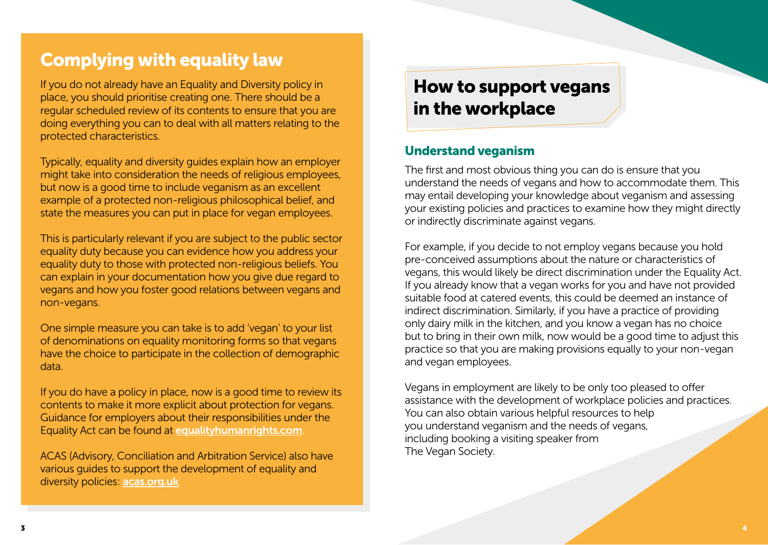## Complying with equality law

If you do not already have an Equality and Diversity policy in place, you should prioritise creating one. There should be a regular scheduled review of its contents to ensure that you are doing everything you can to deal with all matters relating to the protected characteristics.

Typically, equality and diversity guides explain how an employer might take into consideration the needs of religious employees, but now is a good time to include veganism as an excellent example of a protected non-religious philosophical belief, and state the measures you can put in place for vegan employees.

This is particularly relevant if you are subject to the public sector equality duty because you can evidence how you address your equality duty to those with protected non-religious beliefs. You can explain in your documentation how you give due regard to vegans and how you foster good relations between vegans and non-vegans.

One simple measure you can take is to add 'vegan' to your list of denominations on equality monitoring forms so that vegans have the choice to participate in the collection of demographic data.

If you do have a policy in place, now is a good time to review its contents to make it more explicit about protection for vegans. Guidance for employers about their responsibilities under the Equality Act can be found at **equalityhumanrights.com**.

ACAS (Advisory, Conciliation and Arbitration Service) also have various guides to support the development of equality and diversity policies: **acas.org.uk**.

# How to support vegans in the workplace

### Understand veganism

The first and most obvious thing you can do is ensure that you understand the needs of vegans and how to accommodate them. This may entail developing your knowledge about veganism and assessing your existing policies and practices to examine how they might directly or indirectly discriminate against vegans.

For example, if you decide to not employ vegans because you hold pre-conceived assumptions about the nature or characteristics of vegans, this would likely be direct discrimination under the Equality Act. If you already know that a vegan works for you and have not provided suitable food at catered events, this could be deemed an instance of indirect discrimination. Similarly, if you have a practice of providing only dairy milk in the kitchen, and you know a vegan has no choice but to bring in their own milk, now would be a good time to adjust this practice so that you are making provisions equally to your non-vegan and vegan employees.

Vegans in employment are likely to be only too pleased to offer assistance with the development of workplace policies and practices. You can also obtain various helpful resources to help you understand veganism and the needs of vegans, including booking a visiting speaker from The Vegan Society.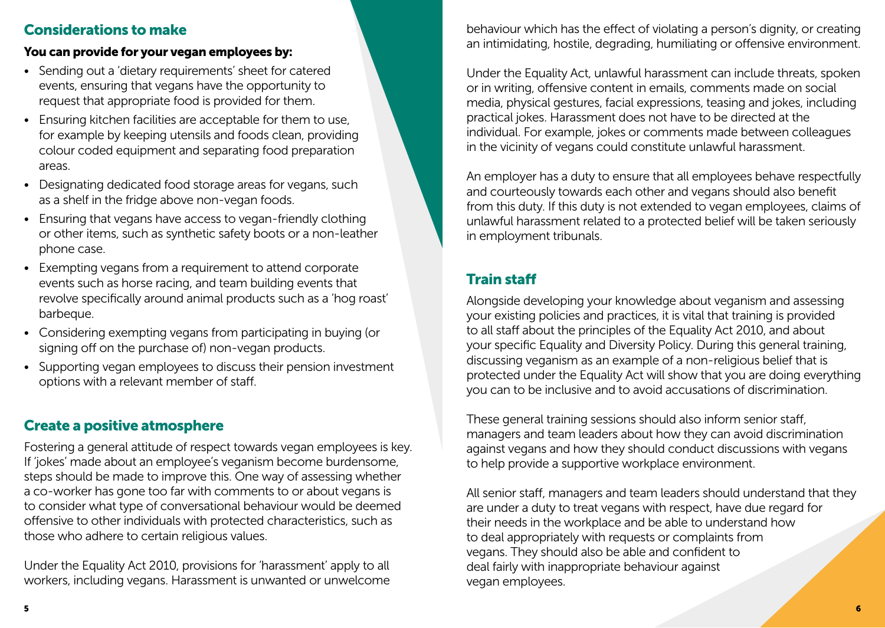## Considerations to make

**You can provide for your vegan employees by:**

- Sending out a 'dietary requirements' sheet for catered events, ensuring that vegans have the opportunity to request that appropriate food is provided for them.
- Ensuring kitchen facilities are acceptable for them to use, for example by keeping utensils and foods clean, providing colour coded equipment and separating food preparation areas.
- Designating dedicated food storage areas for vegans, such as a shelf in the fridge above non-vegan foods.
- Ensuring that vegans have access to vegan-friendly clothing or other items, such as synthetic safety boots or a non-leather phone case.
- Exempting vegans from a requirement to attend corporate events such as horse racing, and team building events that revolve specifically around animal products such as a 'hog roast' barbeque.
- Considering exempting vegans from participating in buying (or signing off on the purchase of) non-vegan products.
- Supporting vegan employees to discuss their pension investment options with a relevant member of staff.

## Create a positive atmosphere

Fostering a general attitude of respect towards vegan employees is key. If 'jokes' made about an employee's veganism become burdensome, steps should be made to improve this. One way of assessing whether a co-worker has gone too far with comments to or about vegans is to consider what type of conversational behaviour would be deemed offensive to other individuals with protected characteristics, such as those who adhere to certain religious values.

Under the Equality Act 2010, provisions for 'harassment' apply to all workers, including vegans. Harassment is unwanted or unwelcome behaviour which has the effect of violating a person's dignity, or creating an intimidating, hostile, degrading, humiliating or offensive environment.

Under the Equality Act, unlawful harassment can include threats, spoken or in writing, offensive content in emails, comments made on social media, physical gestures, facial expressions, teasing and jokes, including practical jokes. Harassment does not have to be directed at the individual. For example, jokes or comments made between colleagues in the vicinity of vegans could constitute unlawful harassment.

An employer has a duty to ensure that all employees behave respectfully and courteously towards each other and vegans should also benefit from this duty. If this duty is not extended to vegan employees, claims of unlawful harassment related to a protected belief will be taken seriously in employment tribunals.

## Train staff

Alongside developing your knowledge about veganism and assessing your existing policies and practices, it is vital that training is provided to all staff about the principles of the Equality Act 2010, and about your specific Equality and Diversity Policy. During this general training, discussing veganism as an example of a non-religious belief that is protected under the Equality Act will show that you are doing everything you can to be inclusive and to avoid accusations of discrimination.

These general training sessions should also inform senior staff, managers and team leaders about how they can avoid discrimination against vegans and how they should conduct discussions with vegans to help provide a supportive workplace environment.

All senior staff, managers and team leaders should understand that they are under a duty to treat vegans with respect, have due regard for their needs in the workplace and be able to understand how to deal appropriately with requests or complaints from vegans. They should also be able and confident to deal fairly with inappropriate behaviour against vegan employees.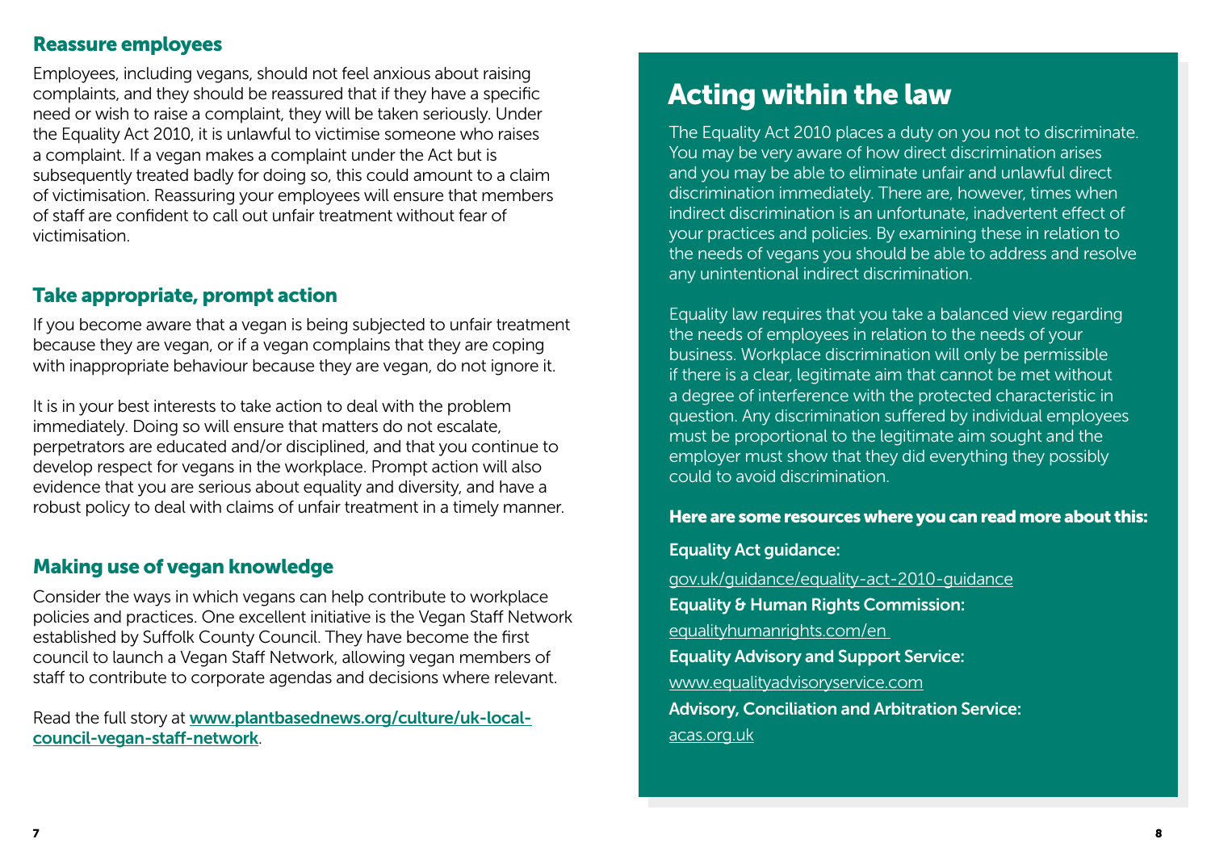## Reassure employees

Employees, including vegans, should not feel anxious about raising complaints, and they should be reassured that if they have a specific need or wish to raise a complaint, they will be taken seriously. Under the Equality Act 2010, it is unlawful to victimise someone who raises a complaint. If a vegan makes a complaint under the Act but is subsequently treated badly for doing so, this could amount to a claim of victimisation. Reassuring your employees will ensure that members of staff are confident to call out unfair treatment without fear of victimisation.

## Take appropriate, prompt action

If you become aware that a vegan is being subjected to unfair treatment because they are vegan, or if a vegan complains that they are coping with inappropriate behaviour because they are vegan, do not ignore it.

It is in your best interests to take action to deal with the problem immediately. Doing so will ensure that matters do not escalate, perpetrators are educated and/or disciplined, and that you continue to develop respect for vegans in the workplace. Prompt action will also evidence that you are serious about equality and diversity, and have a robust policy to deal with claims of unfair treatment in a timely manner.

## Making use of vegan knowledge

Consider the ways in which vegans can help contribute to workplace policies and practices. One excellent initiative is the Vegan Staff Network established by Suffolk County Council. They have become the first council to launch a Vegan Staff Network, allowing vegan members of staff to contribute to corporate agendas and decisions where relevant.

Read the full story at **www.plantbasednews.org/culture/uk-local-council-vegan-staff-network**.

# Acting within the law

The Equality Act 2010 places a duty on you not to discriminate. You may be very aware of how direct discrimination arises and you may be able to eliminate unfair and unlawful direct discrimination immediately. There are, however, times when indirect discrimination is an unfortunate, inadvertent effect of your practices and policies. By examining these in relation to the needs of vegans you should be able to address and resolve any unintentional indirect discrimination.

Equality law requires that you take a balanced view regarding the needs of employees in relation to the needs of your business. Workplace discrimination will only be permissible if there is a clear, legitimate aim that cannot be met without a degree of interference with the protected characteristic in question. Any discrimination suffered by individual employees must be proportional to the legitimate aim sought and the employer must show that they did everything they possibly could to avoid discrimination.

**Here are some resources where you can read more about this:**

**Equality Act guidance:**
gov.uk/guidance/equality-act-2010-guidance

**Equality & Human Rights Commission:**
equalityhumanrights.com/en

**Equality Advisory and Support Service:**
www.equalityadvisoryservice.com

**Advisory, Conciliation and Arbitration Service:**
acas.org.uk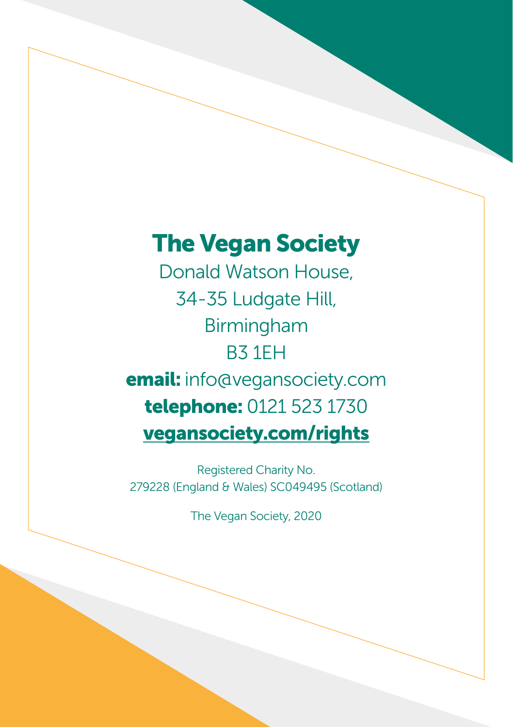# The Vegan Society

Donald Watson House,

34-35 Ludgate Hill,

Birmingham

B3 1EH

**email:** info@vegansociety.com

**telephone:** 0121 523 1730

**vegansociety.com/rights**

Registered Charity No.
279228 (England & Wales) SC049495 (Scotland)

The Vegan Society, 2020